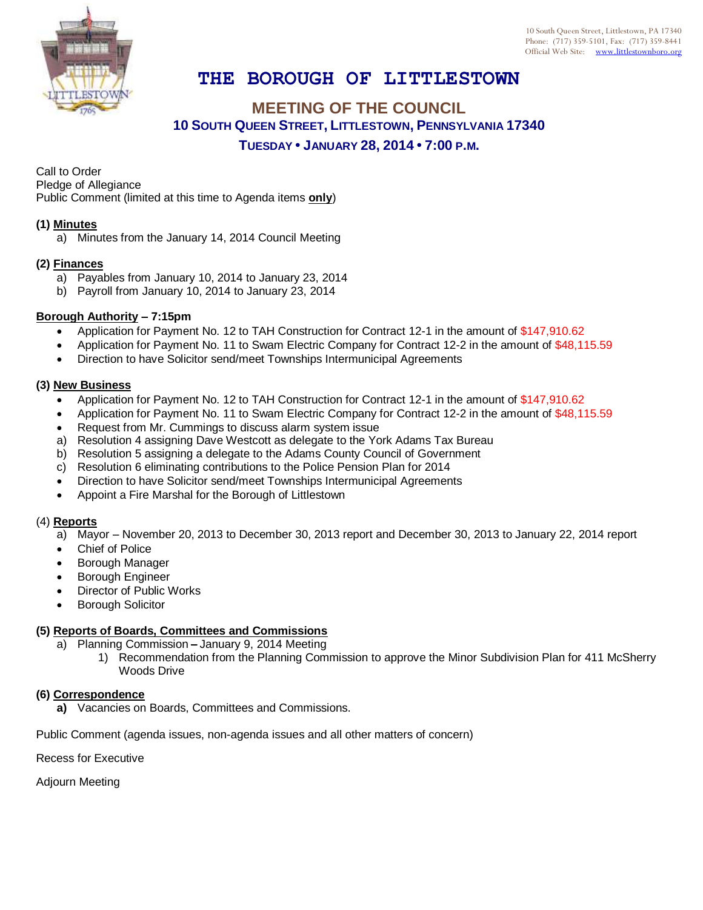10 South Queen Street, Littlestown, PA 17340
Phone: (717) 359-5101, Fax: (717) 359-8441
Official Web Site: www.littlestownboro.org

# THE BOROUGH OF LITTLESTOWN

## MEETING OF THE COUNCIL

### 10 SOUTH QUEEN STREET, LITTLESTOWN, PENNSYLVANIA 17340

### TUESDAY • JANUARY 28, 2014 • 7:00 P.M.

Call to Order
Pledge of Allegiance
Public Comment (limited at this time to Agenda items **only**)

**(1) Minutes**

a) Minutes from the January 14, 2014 Council Meeting

**(2) Finances**

a) Payables from January 10, 2014 to January 23, 2014
b) Payroll from January 10, 2014 to January 23, 2014

**Borough Authority – 7:15pm**

- Application for Payment No. 12 to TAH Construction for Contract 12-1 in the amount of $147,910.62
- Application for Payment No. 11 to Swam Electric Company for Contract 12-2 in the amount of $48,115.59
- Direction to have Solicitor send/meet Townships Intermunicipal Agreements

**(3) New Business**

- Application for Payment No. 12 to TAH Construction for Contract 12-1 in the amount of $147,910.62
- Application for Payment No. 11 to Swam Electric Company for Contract 12-2 in the amount of $48,115.59
- Request from Mr. Cummings to discuss alarm system issue

a) Resolution 4 assigning Dave Westcott as delegate to the York Adams Tax Bureau
b) Resolution 5 assigning a delegate to the Adams County Council of Government
c) Resolution 6 eliminating contributions to the Police Pension Plan for 2014

- Direction to have Solicitor send/meet Townships Intermunicipal Agreements
- Appoint a Fire Marshal for the Borough of Littlestown

(4) **Reports**

a) Mayor – November 20, 2013 to December 30, 2013 report and December 30, 2013 to January 22, 2014 report

- Chief of Police
- Borough Manager
- Borough Engineer
- Director of Public Works
- Borough Solicitor

**(5) Reports of Boards, Committees and Commissions**

a) Planning Commission – January 9, 2014 Meeting
   1) Recommendation from the Planning Commission to approve the Minor Subdivision Plan for 411 McSherry Woods Drive

**(6) Correspondence**

**a)** Vacancies on Boards, Committees and Commissions.

Public Comment (agenda issues, non-agenda issues and all other matters of concern)

Recess for Executive

Adjourn Meeting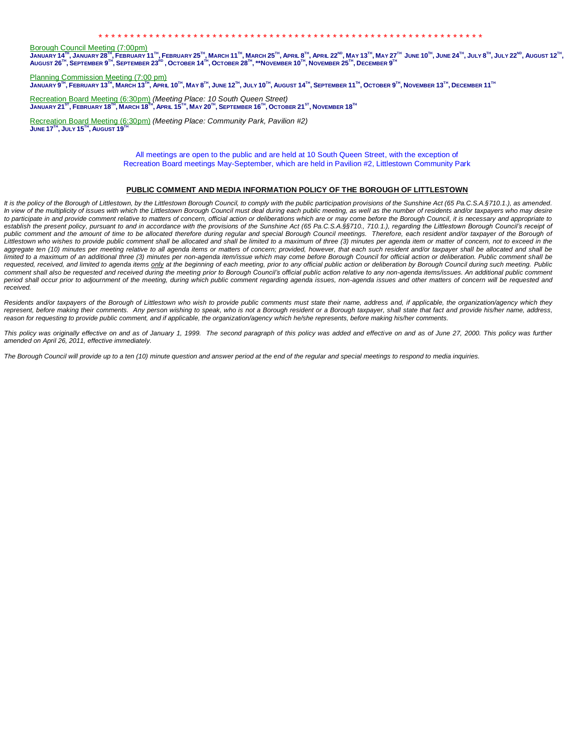\* \* \* \* \* \* \* \* \* \* \* \* \* \* \* \* \* \* \* \* \* \* \* \* \* \* \* \* \* \* \* \* \* \* \* \* \* \* \* \* \* \* \* \* \* \* \* \* \* \* \* \* \* \* \* \* \* \* \* \* \* \* \* \* \*

Borough Council Meeting (7:00pm)
**JANUARY 14TH, JANUARY 28TH, FEBRUARY 11TH, FEBRUARY 25TH, MARCH 11TH, MARCH 25TH, APRIL 8TH, APRIL 22ND, MAY 13TH, MAY 27TH JUNE 10TH, JUNE 24TH, JULY 8TH, JULY 22ND, AUGUST 12TH, AUGUST 26TH, SEPTEMBER 9TH, SEPTEMBER 23RD, OCTOBER 14TH, OCTOBER 28TH, \*\*NOVEMBER 10TH, NOVEMBER 25TH, DECEMBER 9TH**

Planning Commission Meeting (7:00 pm)
**JANUARY 9TH, FEBRUARY 13TH, MARCH 13TH, APRIL 10TH, MAY 8TH, JUNE 12TH, JULY 10TH, AUGUST 14TH, SEPTEMBER 11TH, OCTOBER 9TH, NOVEMBER 13TH, DECEMBER 11TH**

Recreation Board Meeting (6:30pm) *(Meeting Place: 10 South Queen Street)*
**JANUARY 21ST, FEBRUARY 18TH, MARCH 18TH, APRIL 15TH, MAY 20TH, SEPTEMBER 16TH, OCTOBER 21ST, NOVEMBER 18TH**

Recreation Board Meeting (6:30pm) *(Meeting Place: Community Park, Pavilion #2)*
**JUNE 17TH, JULY 15TH, AUGUST 19TH**

All meetings are open to the public and are held at 10 South Queen Street, with the exception of Recreation Board meetings May-September, which are held in Pavilion #2, Littlestown Community Park

## PUBLIC COMMENT AND MEDIA INFORMATION POLICY OF THE BOROUGH OF LITTLESTOWN

*It is the policy of the Borough of Littlestown, by the Littlestown Borough Council, to comply with the public participation provisions of the Sunshine Act (65 Pa.C.S.A.§710.1.), as amended. In view of the multiplicity of issues with which the Littlestown Borough Council must deal during each public meeting, as well as the number of residents and/or taxpayers who may desire to participate in and provide comment relative to matters of concern, official action or deliberations which are or may come before the Borough Council, it is necessary and appropriate to establish the present policy, pursuant to and in accordance with the provisions of the Sunshine Act (65 Pa.C.S.A.§§710., 710.1.), regarding the Littlestown Borough Council's receipt of public comment and the amount of time to be allocated therefore during regular and special Borough Council meetings. Therefore, each resident and/or taxpayer of the Borough of Littlestown who wishes to provide public comment shall be allocated and shall be limited to a maximum of three (3) minutes per agenda item or matter of concern, not to exceed in the aggregate ten (10) minutes per meeting relative to all agenda items or matters of concern; provided, however, that each such resident and/or taxpayer shall be allocated and shall be limited to a maximum of an additional three (3) minutes per non-agenda item/issue which may come before Borough Council for official action or deliberation. Public comment shall be requested, received, and limited to agenda items <u>only</u> at the beginning of each meeting, prior to any official public action or deliberation by Borough Council during such meeting. Public comment shall also be requested and received during the meeting prior to Borough Council's official public action relative to any non-agenda items/issues. An additional public comment period shall occur prior to adjournment of the meeting, during which public comment regarding agenda issues, non-agenda issues and other matters of concern will be requested and received.*

*Residents and/or taxpayers of the Borough of Littlestown who wish to provide public comments must state their name, address and, if applicable, the organization/agency which they represent, before making their comments. Any person wishing to speak, who is not a Borough resident or a Borough taxpayer, shall state that fact and provide his/her name, address, reason for requesting to provide public comment, and if applicable, the organization/agency which he/she represents, before making his/her comments.*

*This policy was originally effective on and as of January 1, 1999. The second paragraph of this policy was added and effective on and as of June 27, 2000. This policy was further amended on April 26, 2011, effective immediately.*

*The Borough Council will provide up to a ten (10) minute question and answer period at the end of the regular and special meetings to respond to media inquiries.*